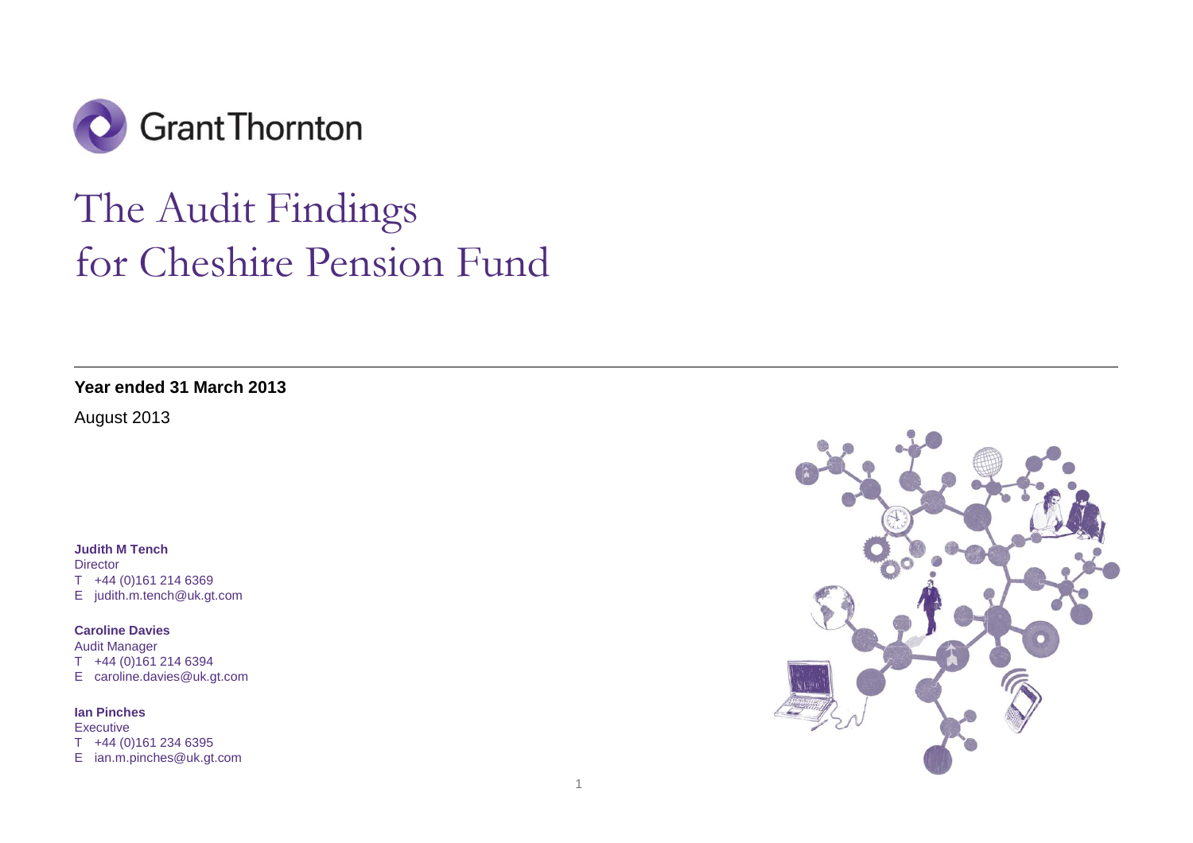Grant Thornton

# The Audit Findings for Cheshire Pension Fund

**Year ended 31 March 2013**

August 2013

**Judith M Tench**
Director
T +44 (0)161 214 6369
E judith.m.tench@uk.gt.com

**Caroline Davies**
Audit Manager
T +44 (0)161 214 6394
E caroline.davies@uk.gt.com

**Ian Pinches**
Executive
T +44 (0)161 234 6395
E ian.m.pinches@uk.gt.com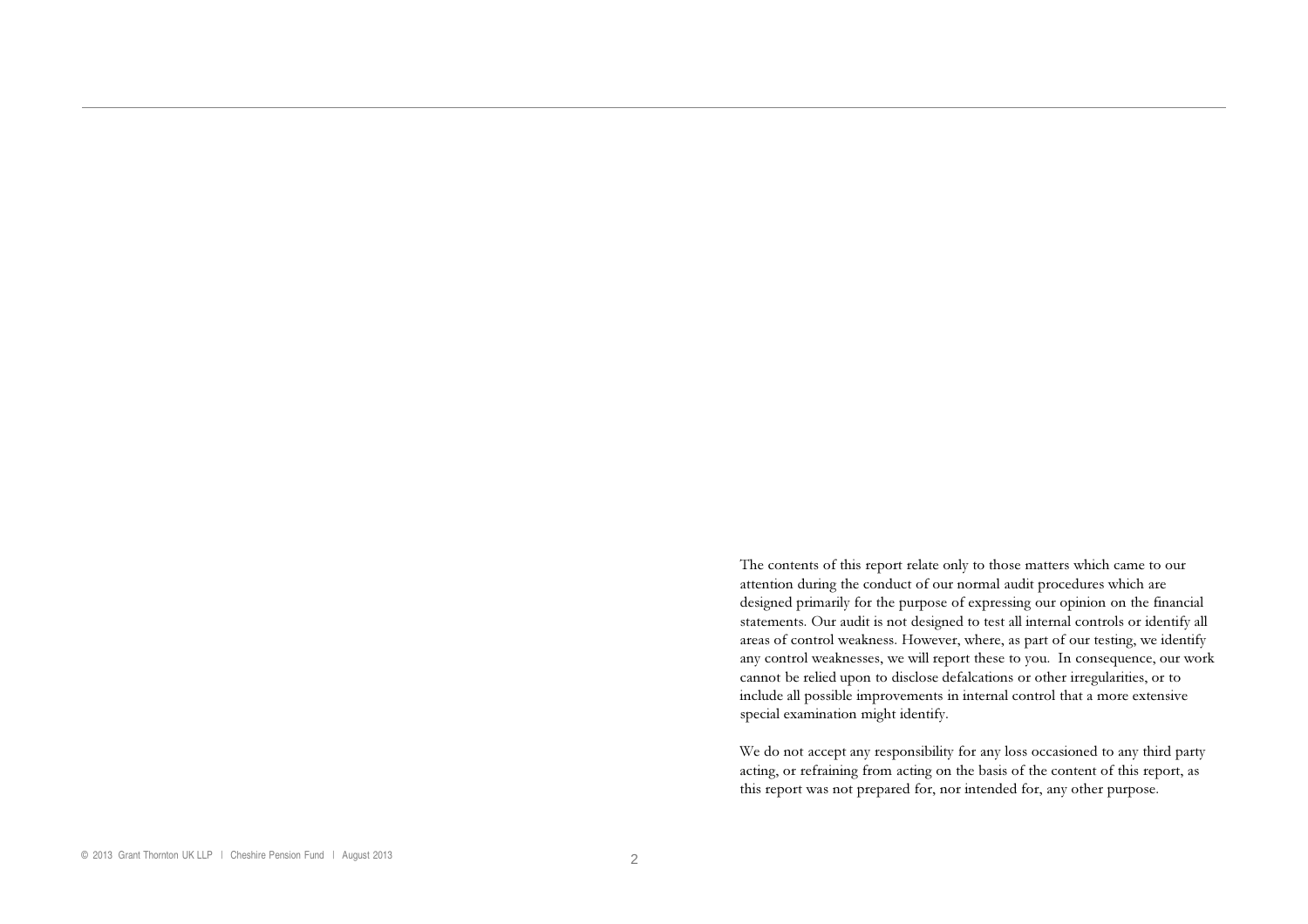The contents of this report relate only to those matters which came to our attention during the conduct of our normal audit procedures which are designed primarily for the purpose of expressing our opinion on the financial statements. Our audit is not designed to test all internal controls or identify all areas of control weakness. However, where, as part of our testing, we identify any control weaknesses, we will report these to you.  In consequence, our work cannot be relied upon to disclose defalcations or other irregularities, or to include all possible improvements in internal control that a more extensive special examination might identify.

We do not accept any responsibility for any loss occasioned to any third party acting, or refraining from acting on the basis of the content of this report, as this report was not prepared for, nor intended for, any other purpose.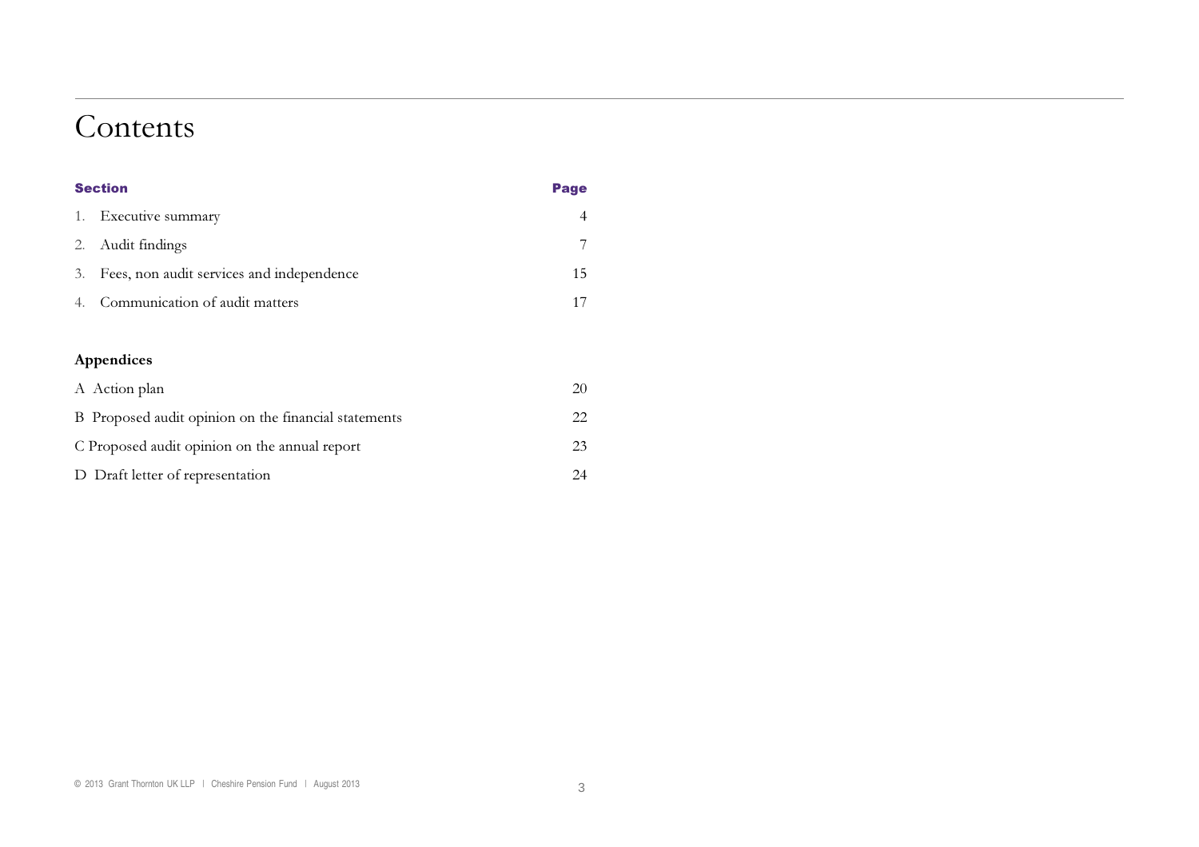# Contents

| Section | Page |
| --- | --- |
| 1. Executive summary | 4 |
| 2. Audit findings | 7 |
| 3. Fees, non audit services and independence | 15 |
| 4. Communication of audit matters | 17 |

**Appendices**

| | |
| --- | --- |
| A Action plan | 20 |
| B Proposed audit opinion on the financial statements | 22 |
| C Proposed audit opinion on the annual report | 23 |
| D Draft letter of representation | 24 |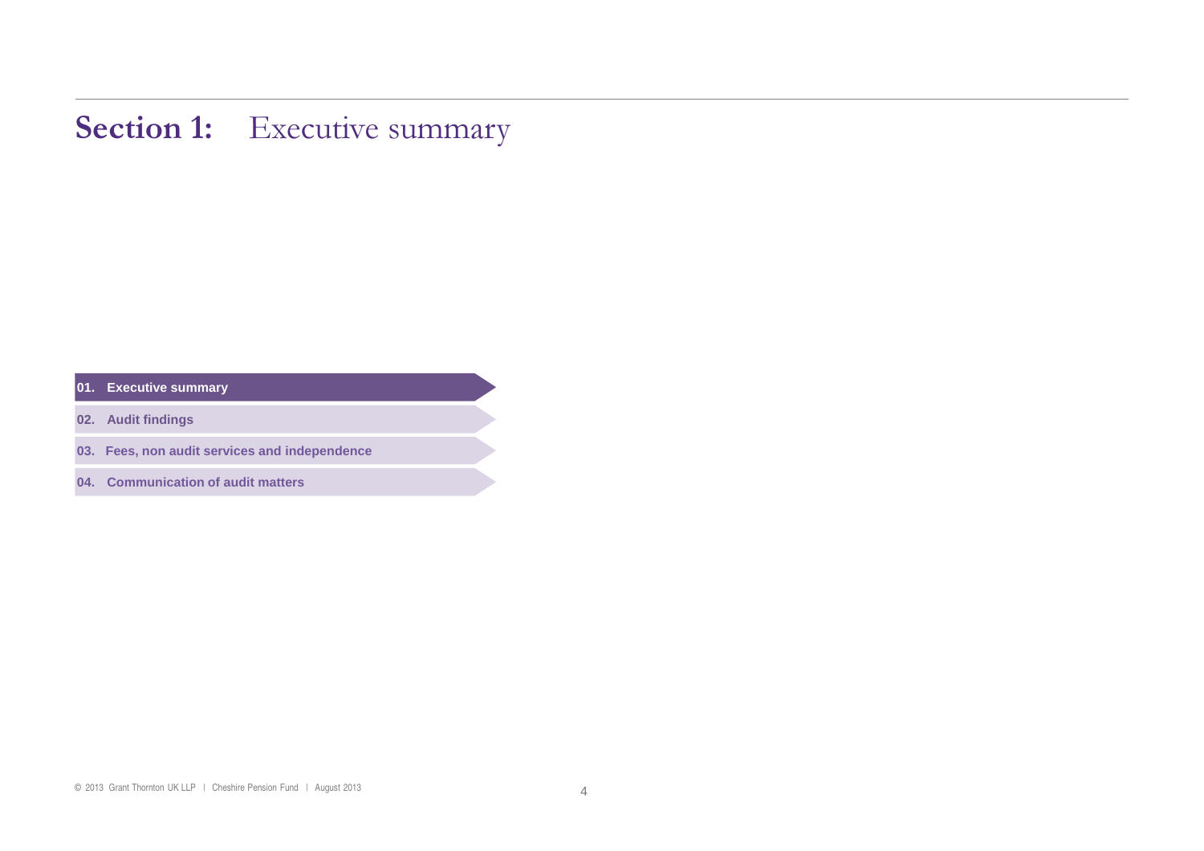# Section 1: Executive summary

**01. Executive summary**

02. Audit findings

03. Fees, non audit services and independence

04. Communication of audit matters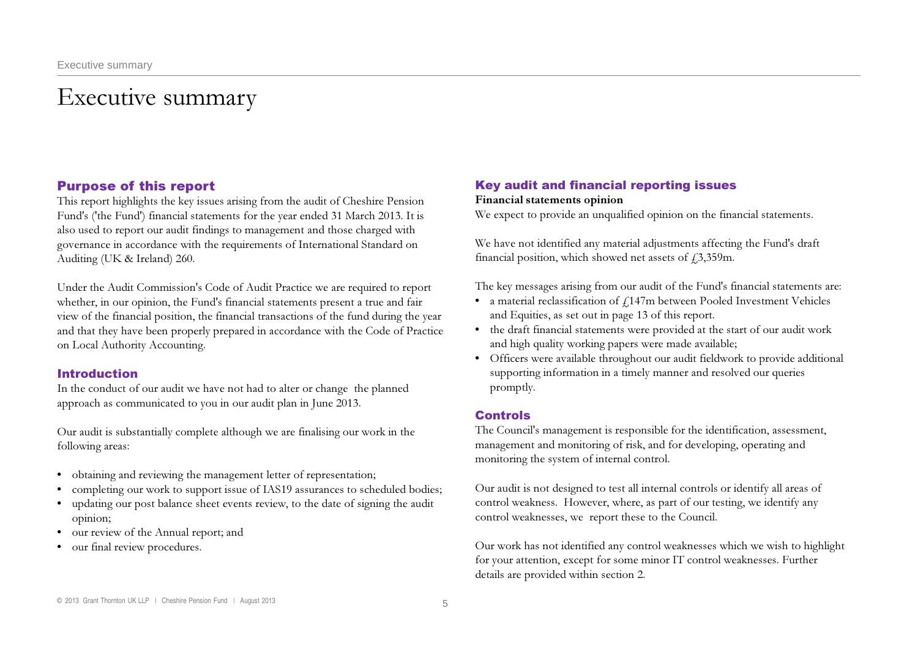# Executive summary

## Purpose of this report

This report highlights the key issues arising from the audit of Cheshire Pension Fund's ('the Fund') financial statements for the year ended 31 March 2013. It is also used to report our audit findings to management and those charged with governance in accordance with the requirements of International Standard on Auditing (UK & Ireland) 260.

Under the Audit Commission's Code of Audit Practice we are required to report whether, in our opinion, the Fund's financial statements present a true and fair view of the financial position, the financial transactions of the fund during the year and that they have been properly prepared in accordance with the Code of Practice on Local Authority Accounting.

## Introduction

In the conduct of our audit we have not had to alter or change the planned approach as communicated to you in our audit plan in June 2013.

Our audit is substantially complete although we are finalising our work in the following areas:

- obtaining and reviewing the management letter of representation;
- completing our work to support issue of IAS19 assurances to scheduled bodies;
- updating our post balance sheet events review, to the date of signing the audit opinion;
- our review of the Annual report; and
- our final review procedures.

## Key audit and financial reporting issues

**Financial statements opinion**

We expect to provide an unqualified opinion on the financial statements.

We have not identified any material adjustments affecting the Fund's draft financial position, which showed net assets of £3,359m.

The key messages arising from our audit of the Fund's financial statements are:

- a material reclassification of £147m between Pooled Investment Vehicles and Equities, as set out in page 13 of this report.
- the draft financial statements were provided at the start of our audit work and high quality working papers were made available;
- Officers were available throughout our audit fieldwork to provide additional supporting information in a timely manner and resolved our queries promptly.

## Controls

The Council's management is responsible for the identification, assessment, management and monitoring of risk, and for developing, operating and monitoring the system of internal control.

Our audit is not designed to test all internal controls or identify all areas of control weakness. However, where, as part of our testing, we identify any control weaknesses, we report these to the Council.

Our work has not identified any control weaknesses which we wish to highlight for your attention, except for some minor IT control weaknesses. Further details are provided within section 2.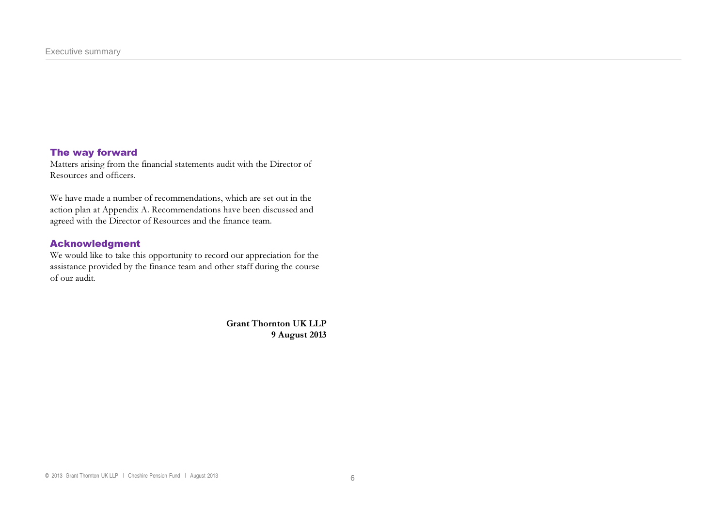## The way forward

Matters arising from the financial statements audit with the Director of Resources and officers.

We have made a number of recommendations, which are set out in the action plan at Appendix A. Recommendations have been discussed and agreed with the Director of Resources and the finance team.

## Acknowledgment

We would like to take this opportunity to record our appreciation for the assistance provided by the finance team and other staff during the course of our audit.

**Grant Thornton UK LLP**
**9 August 2013**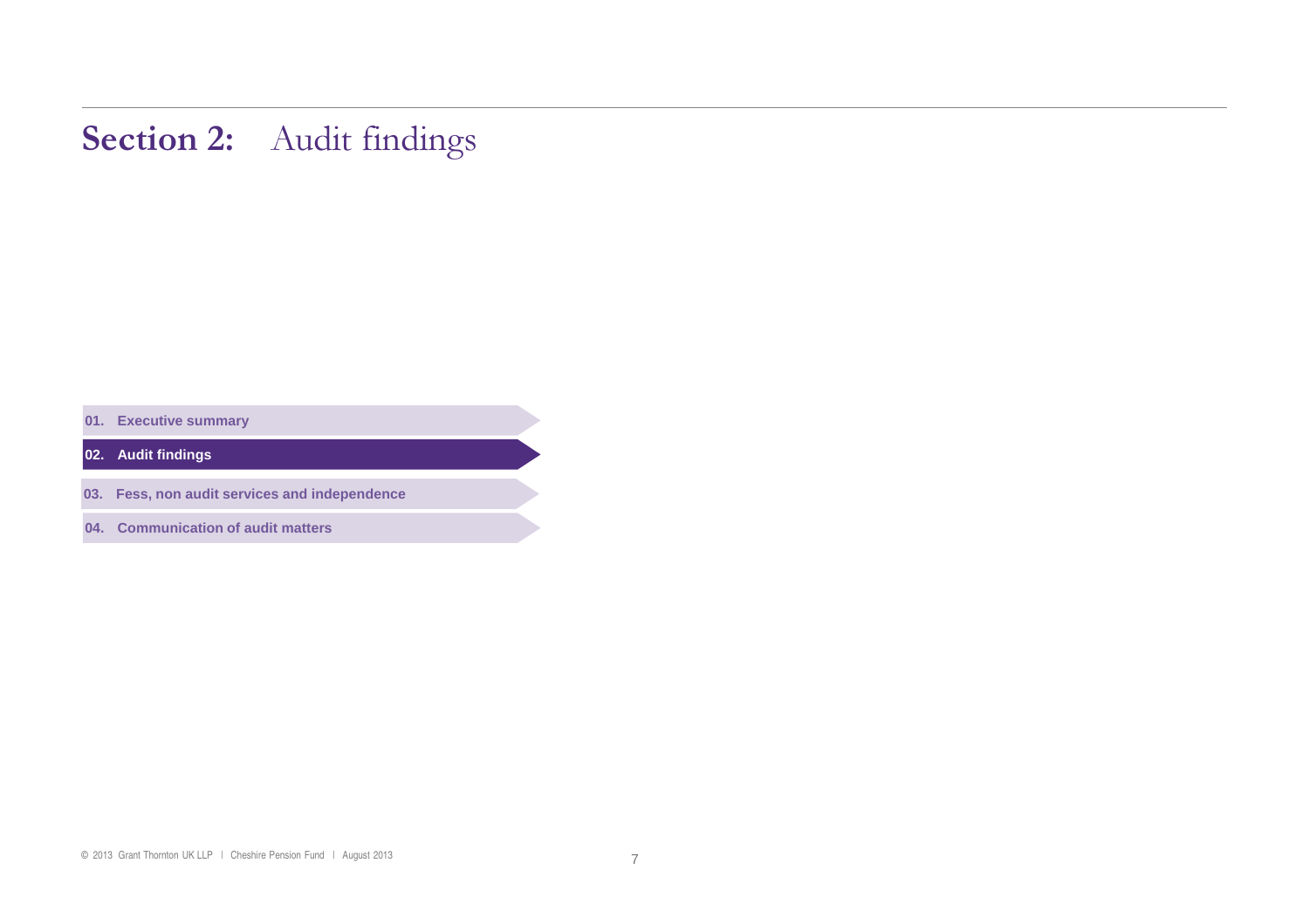# Section 2: Audit findings

01. Executive summary

**02. Audit findings**

03. Fess, non audit services and independence

04. Communication of audit matters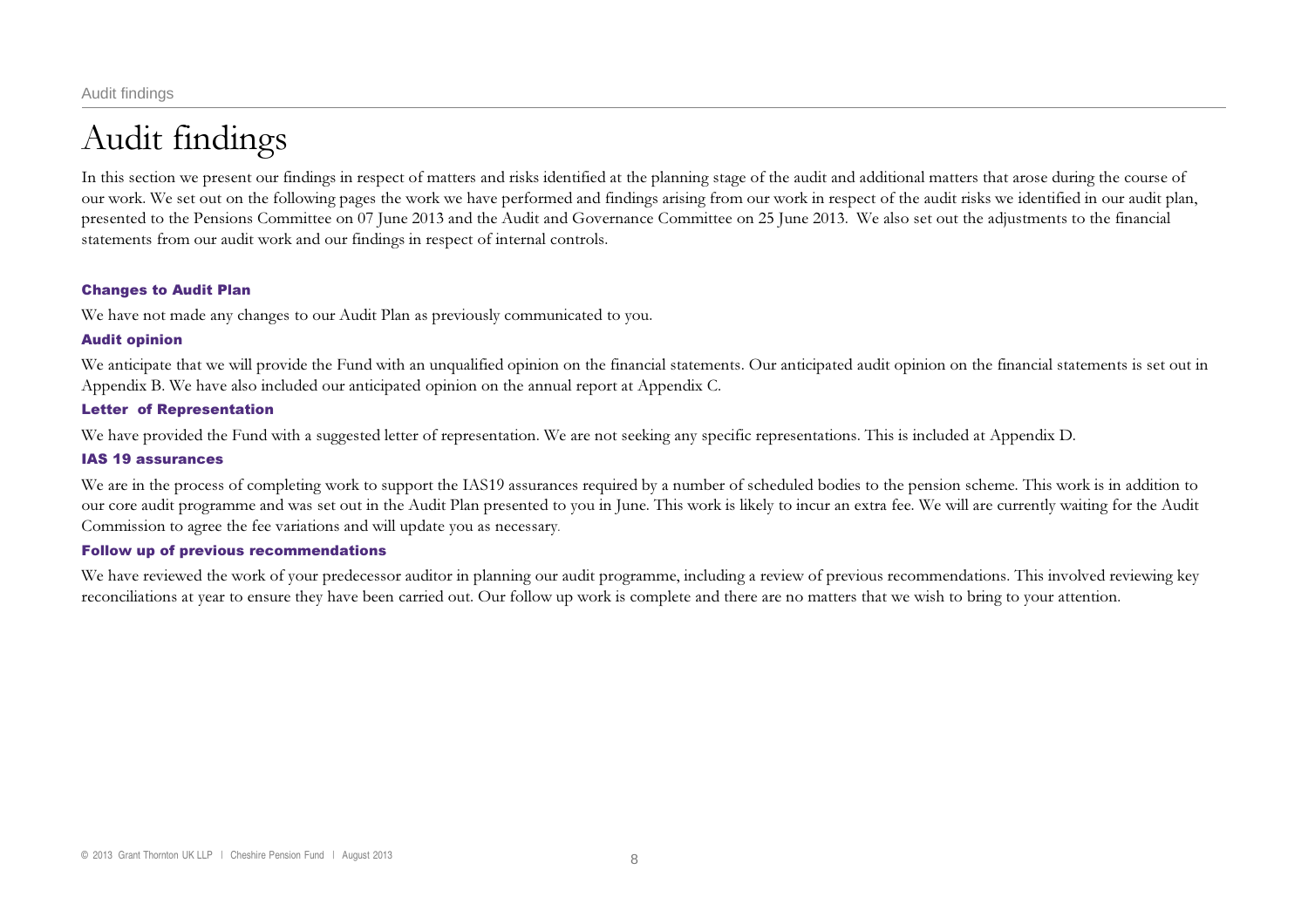# Audit findings

In this section we present our findings in respect of matters and risks identified at the planning stage of the audit and additional matters that arose during the course of our work. We set out on the following pages the work we have performed and findings arising from our work in respect of the audit risks we identified in our audit plan, presented to the Pensions Committee on 07 June 2013 and the Audit and Governance Committee on 25 June 2013. We also set out the adjustments to the financial statements from our audit work and our findings in respect of internal controls.

### Changes to Audit Plan

We have not made any changes to our Audit Plan as previously communicated to you.

### Audit opinion

We anticipate that we will provide the Fund with an unqualified opinion on the financial statements. Our anticipated audit opinion on the financial statements is set out in Appendix B. We have also included our anticipated opinion on the annual report at Appendix C.

### Letter of Representation

We have provided the Fund with a suggested letter of representation. We are not seeking any specific representations. This is included at Appendix D.

### IAS 19 assurances

We are in the process of completing work to support the IAS19 assurances required by a number of scheduled bodies to the pension scheme. This work is in addition to our core audit programme and was set out in the Audit Plan presented to you in June. This work is likely to incur an extra fee. We will are currently waiting for the Audit Commission to agree the fee variations and will update you as necessary.

### Follow up of previous recommendations

We have reviewed the work of your predecessor auditor in planning our audit programme, including a review of previous recommendations. This involved reviewing key reconciliations at year to ensure they have been carried out. Our follow up work is complete and there are no matters that we wish to bring to your attention.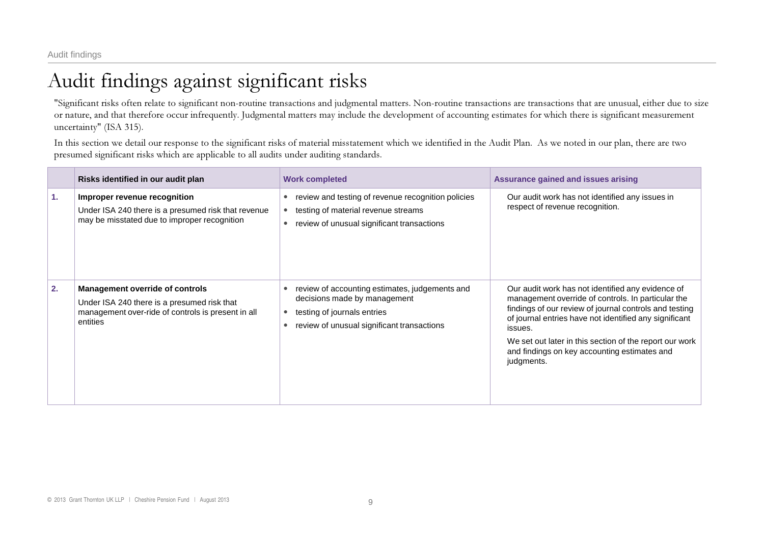# Audit findings against significant risks

"Significant risks often relate to significant non-routine transactions and judgmental matters. Non-routine transactions are transactions that are unusual, either due to size or nature, and that therefore occur infrequently. Judgmental matters may include the development of accounting estimates for which there is significant measurement uncertainty" (ISA 315).

In this section we detail our response to the significant risks of material misstatement which we identified in the Audit Plan. As we noted in our plan, there are two presumed significant risks which are applicable to all audits under auditing standards.

| | Risks identified in our audit plan | Work completed | Assurance gained and issues arising |
|---|---|---|---|
| **1.** | **Improper revenue recognition**<br>Under ISA 240 there is a presumed risk that revenue may be misstated due to improper recognition | • review and testing of revenue recognition policies<br>• testing of material revenue streams<br>• review of unusual significant transactions | Our audit work has not identified any issues in respect of revenue recognition. |
| **2.** | **Management override of controls**<br>Under ISA 240 there is a presumed risk that management over-ride of controls is present in all entities | • review of accounting estimates, judgements and decisions made by management<br>• testing of journals entries<br>• review of unusual significant transactions | Our audit work has not identified any evidence of management override of controls. In particular the findings of our review of journal controls and testing of journal entries have not identified any significant issues.<br>We set out later in this section of the report our work and findings on key accounting estimates and judgments. |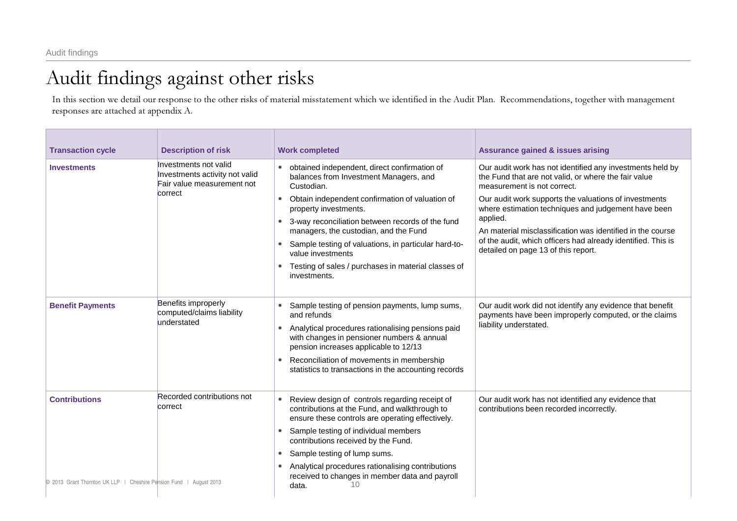# Audit findings against other risks

In this section we detail our response to the other risks of material misstatement which we identified in the Audit Plan. Recommendations, together with management responses are attached at appendix A.

| Transaction cycle | Description of risk | Work completed | Assurance gained & issues arising |
|---|---|---|---|
| **Investments** | Investments not valid<br>Investments activity not valid<br>Fair value measurement not correct | • obtained independent, direct confirmation of balances from Investment Managers, and Custodian.<br>• Obtain independent confirmation of valuation of property investments.<br>• 3-way reconciliation between records of the fund managers, the custodian, and the Fund<br>• Sample testing of valuations, in particular hard-to-value investments<br>• Testing of sales / purchases in material classes of investments. | Our audit work has not identified any investments held by the Fund that are not valid, or where the fair value measurement is not correct.<br>Our audit work supports the valuations of investments where estimation techniques and judgement have been applied.<br>An material misclassification was identified in the course of the audit, which officers had already identified. This is detailed on page 13 of this report. |
| **Benefit Payments** | Benefits improperly computed/claims liability understated | • Sample testing of pension payments, lump sums, and refunds<br>• Analytical procedures rationalising pensions paid with changes in pensioner numbers & annual pension increases applicable to 12/13<br>• Reconciliation of movements in membership statistics to transactions in the accounting records | Our audit work did not identify any evidence that benefit payments have been improperly computed, or the claims liability understated. |
| **Contributions** | Recorded contributions not correct | • Review design of controls regarding receipt of contributions at the Fund, and walkthrough to ensure these controls are operating effectively.<br>• Sample testing of individual members contributions received by the Fund.<br>• Sample testing of lump sums.<br>• Analytical procedures rationalising contributions received to changes in member data and payroll data. | Our audit work has not identified any evidence that contributions been recorded incorrectly. |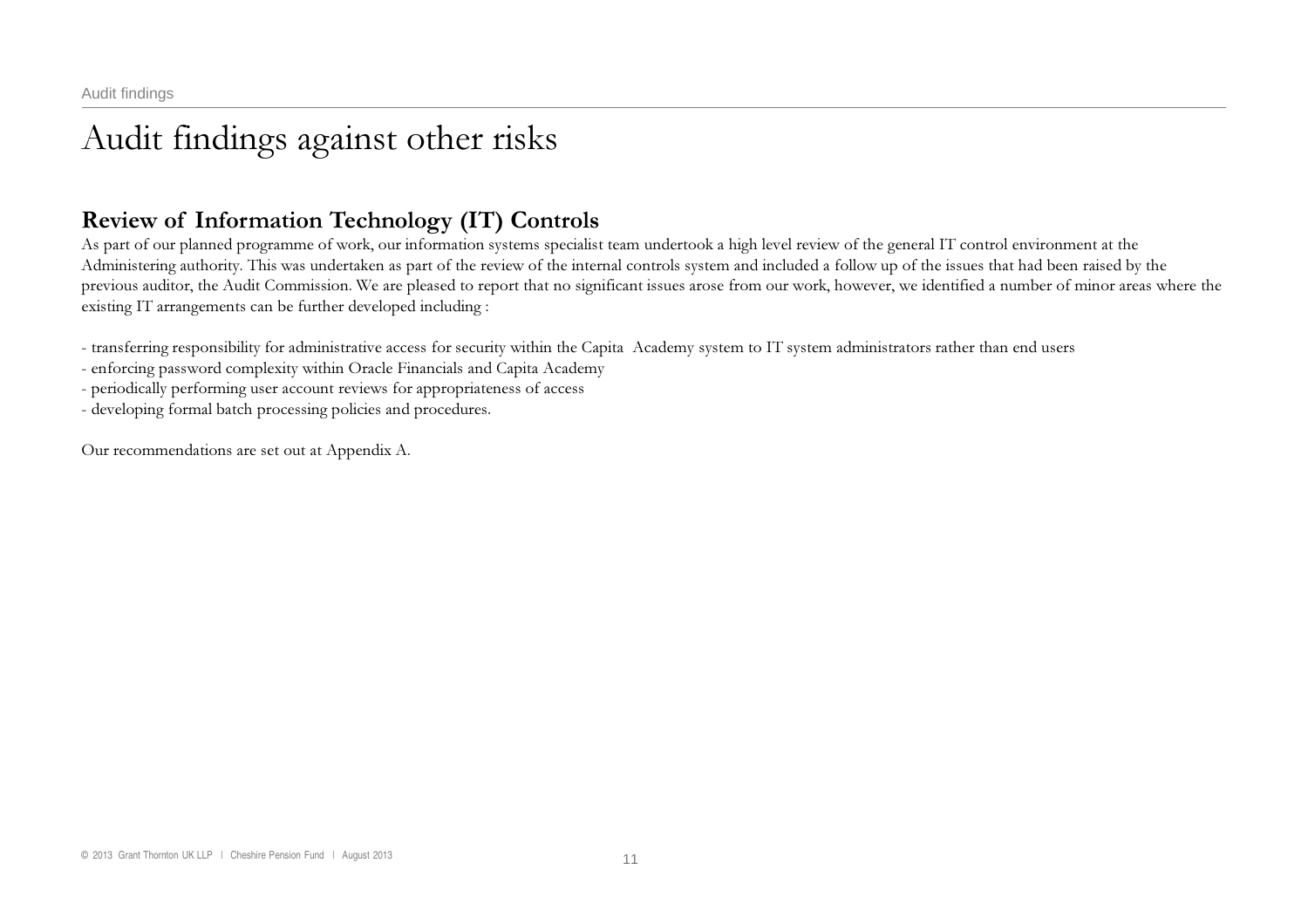# Audit findings against other risks

## Review of Information Technology (IT) Controls

As part of our planned programme of work, our information systems specialist team undertook a high level review of the general IT control environment at the Administering authority. This was undertaken as part of the review of the internal controls system and included a follow up of the issues that had been raised by the previous auditor, the Audit Commission. We are pleased to report that no significant issues arose from our work, however, we identified a number of minor areas where the existing IT arrangements can be further developed including :

- transferring responsibility for administrative access for security within the Capita Academy system to IT system administrators rather than end users
- enforcing password complexity within Oracle Financials and Capita Academy
- periodically performing user account reviews for appropriateness of access
- developing formal batch processing policies and procedures.

Our recommendations are set out at Appendix A.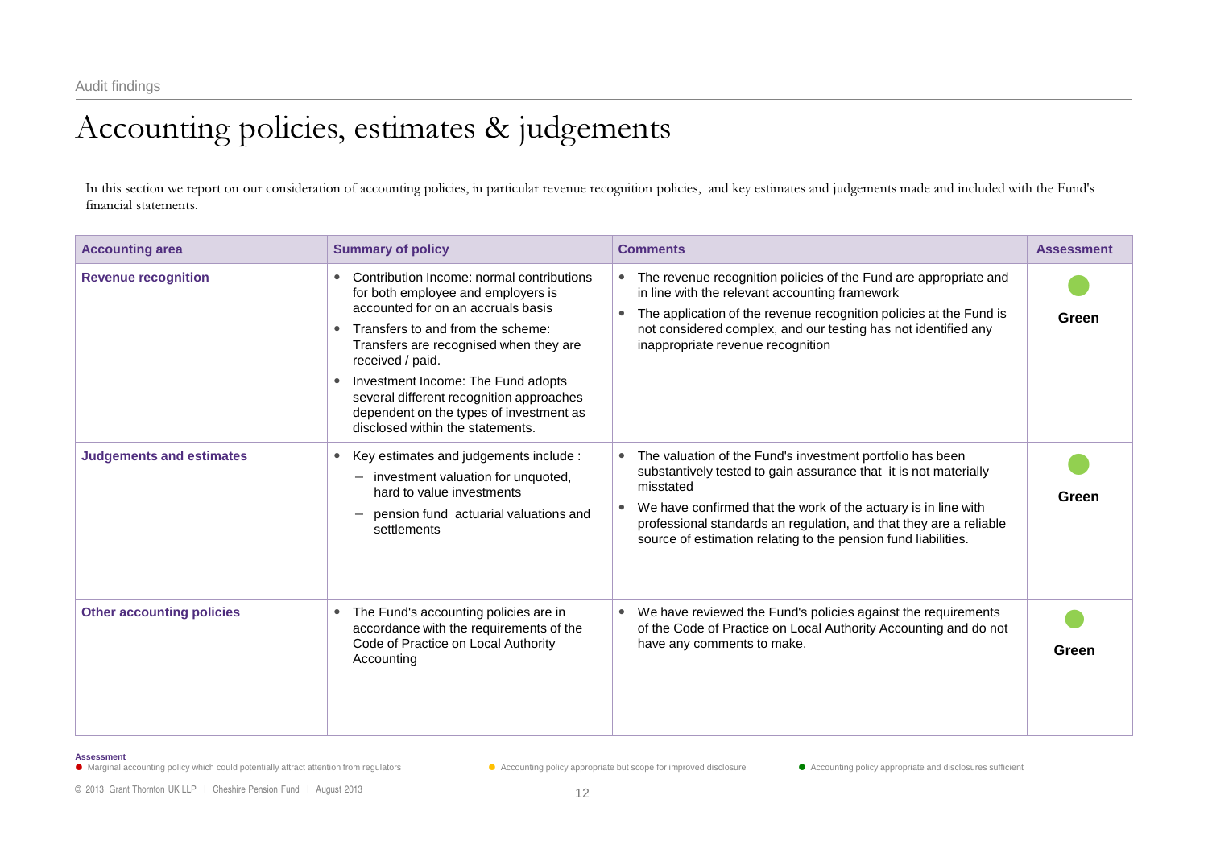# Accounting policies, estimates & judgements

In this section we report on our consideration of accounting policies, in particular revenue recognition policies, and key estimates and judgements made and included with the Fund's financial statements.

| Accounting area | Summary of policy | Comments | Assessment |
|---|---|---|---|
| **Revenue recognition** | • Contribution Income: normal contributions for both employee and employers is accounted for on an accruals basis<br>• Transfers to and from the scheme: Transfers are recognised when they are received / paid.<br>• Investment Income: The Fund adopts several different recognition approaches dependent on the types of investment as disclosed within the statements. | • The revenue recognition policies of the Fund are appropriate and in line with the relevant accounting framework<br>• The application of the revenue recognition policies at the Fund is not considered complex, and our testing has not identified any inappropriate revenue recognition | ● **Green** |
| **Judgements and estimates** | • Key estimates and judgements include :<br>– investment valuation for unquoted, hard to value investments<br>– pension fund actuarial valuations and settlements | • The valuation of the Fund's investment portfolio has been substantively tested to gain assurance that it is not materially misstated<br>• We have confirmed that the work of the actuary is in line with professional standards an regulation, and that they are a reliable source of estimation relating to the pension fund liabilities. | ● **Green** |
| **Other accounting policies** | • The Fund's accounting policies are in accordance with the requirements of the Code of Practice on Local Authority Accounting | • We have reviewed the Fund's policies against the requirements of the Code of Practice on Local Authority Accounting and do not have any comments to make. | ● **Green** |

**Assessment**

- ● Marginal accounting policy which could potentially attract attention from regulators
- ● Accounting policy appropriate but scope for improved disclosure
- ● Accounting policy appropriate and disclosures sufficient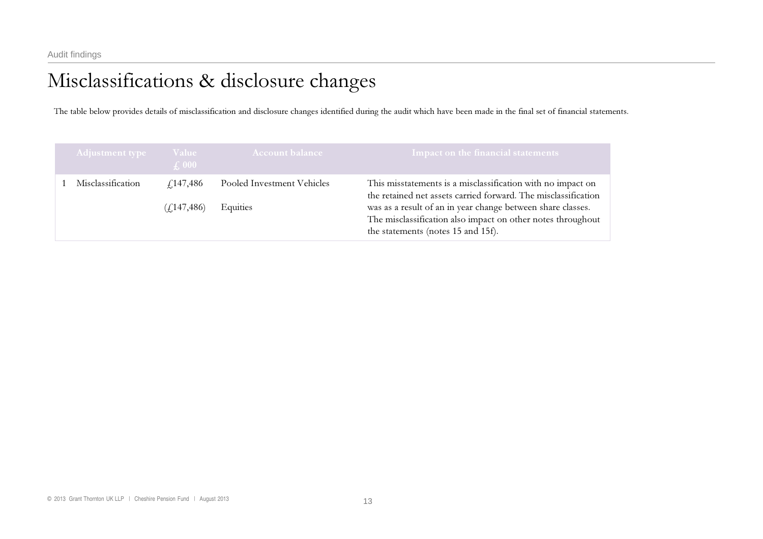# Misclassifications & disclosure changes

The table below provides details of misclassification and disclosure changes identified during the audit which have been made in the final set of financial statements.

| | Adjustment type | Value £ 000 | Account balance | Impact on the financial statements |
|---|---|---|---|---|
| 1 | Misclassification | £147,486<br><br>(£147,486) | Pooled Investment Vehicles<br><br>Equities | This misstatements is a misclassification with no impact on the retained net assets carried forward. The misclassification was as a result of an in year change between share classes. The misclassification also impact on other notes throughout the statements (notes 15 and 15f). |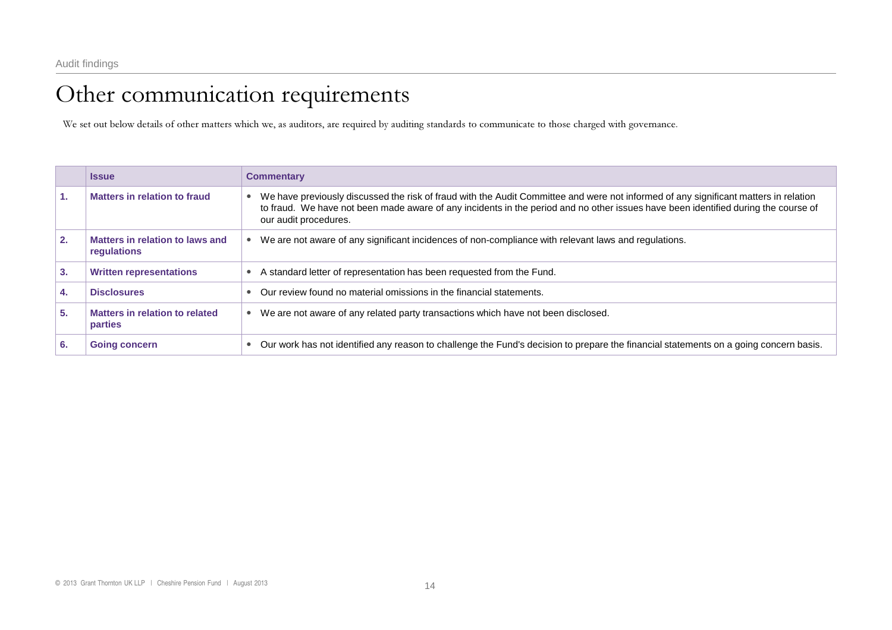# Other communication requirements

We set out below details of other matters which we, as auditors, are required by auditing standards to communicate to those charged with governance.

| | Issue | Commentary |
|---|---|---|
| 1. | **Matters in relation to fraud** | • We have previously discussed the risk of fraud with the Audit Committee and were not informed of any significant matters in relation to fraud. We have not been made aware of any incidents in the period and no other issues have been identified during the course of our audit procedures. |
| 2. | **Matters in relation to laws and regulations** | • We are not aware of any significant incidences of non-compliance with relevant laws and regulations. |
| 3. | **Written representations** | • A standard letter of representation has been requested from the Fund. |
| 4. | **Disclosures** | • Our review found no material omissions in the financial statements. |
| 5. | **Matters in relation to related parties** | • We are not aware of any related party transactions which have not been disclosed. |
| 6. | **Going concern** | • Our work has not identified any reason to challenge the Fund's decision to prepare the financial statements on a going concern basis. |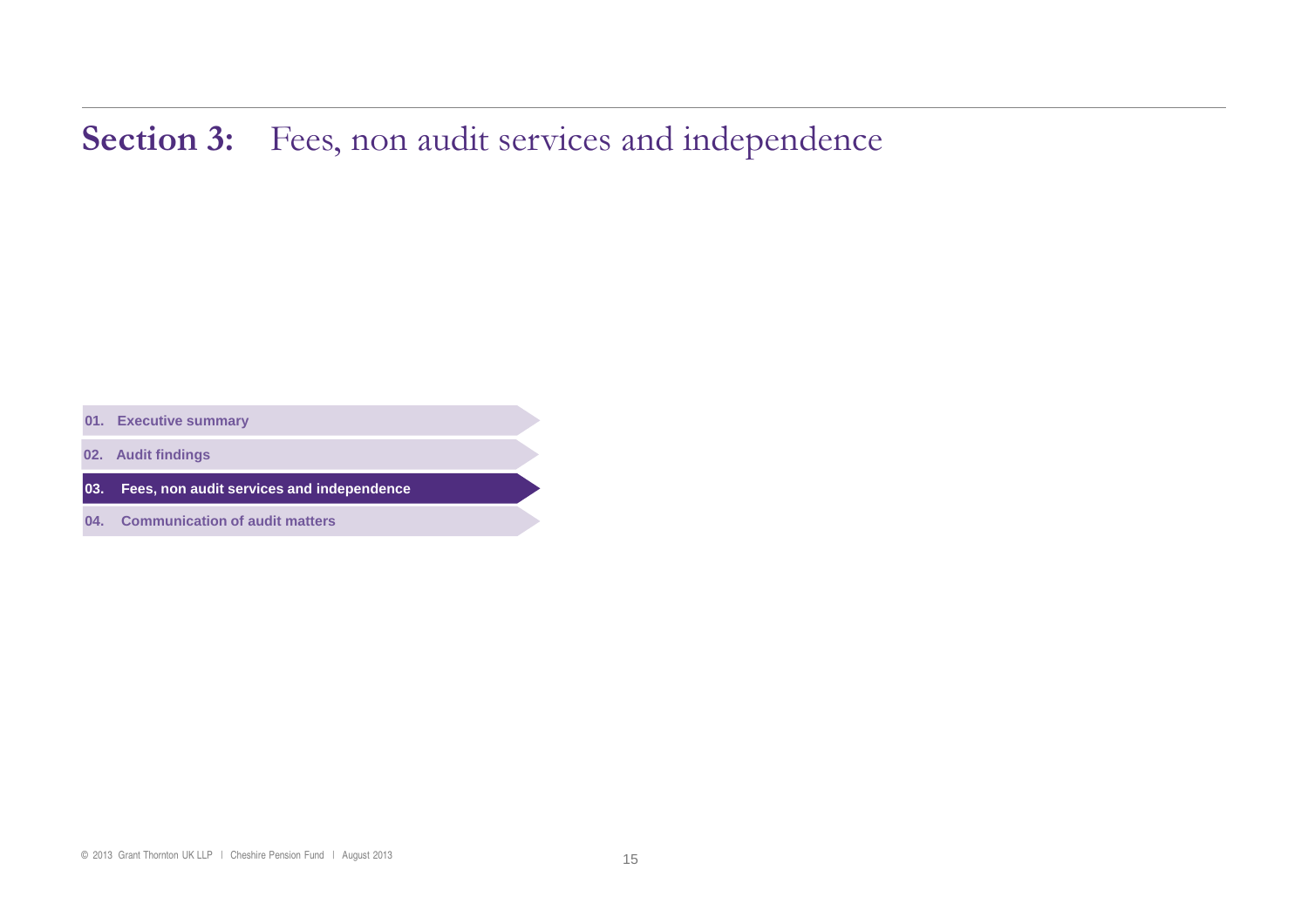# Section 3: Fees, non audit services and independence

01. Executive summary

02. Audit findings

**03. Fees, non audit services and independence**

04. Communication of audit matters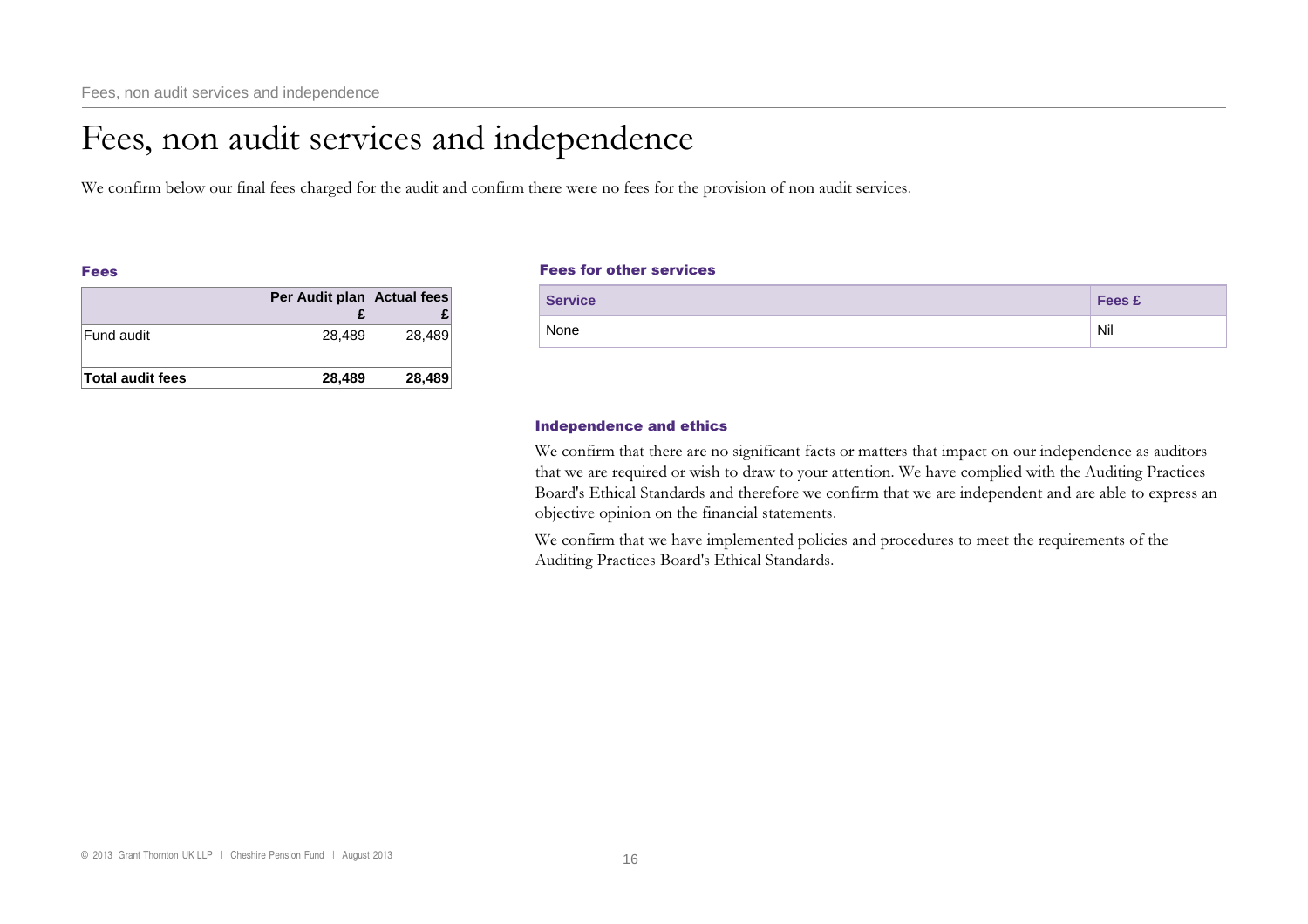# Fees, non audit services and independence

We confirm below our final fees charged for the audit and confirm there were no fees for the provision of non audit services.

### Fees

| | Per Audit plan £ | Actual fees £ |
|---|---|---|
| Fund audit | 28,489 | 28,489 |
| **Total audit fees** | **28,489** | **28,489** |

### Fees for other services

| Service | Fees £ |
|---|---|
| None | Nil |

### Independence and ethics

We confirm that there are no significant facts or matters that impact on our independence as auditors that we are required or wish to draw to your attention. We have complied with the Auditing Practices Board's Ethical Standards and therefore we confirm that we are independent and are able to express an objective opinion on the financial statements.

We confirm that we have implemented policies and procedures to meet the requirements of the Auditing Practices Board's Ethical Standards.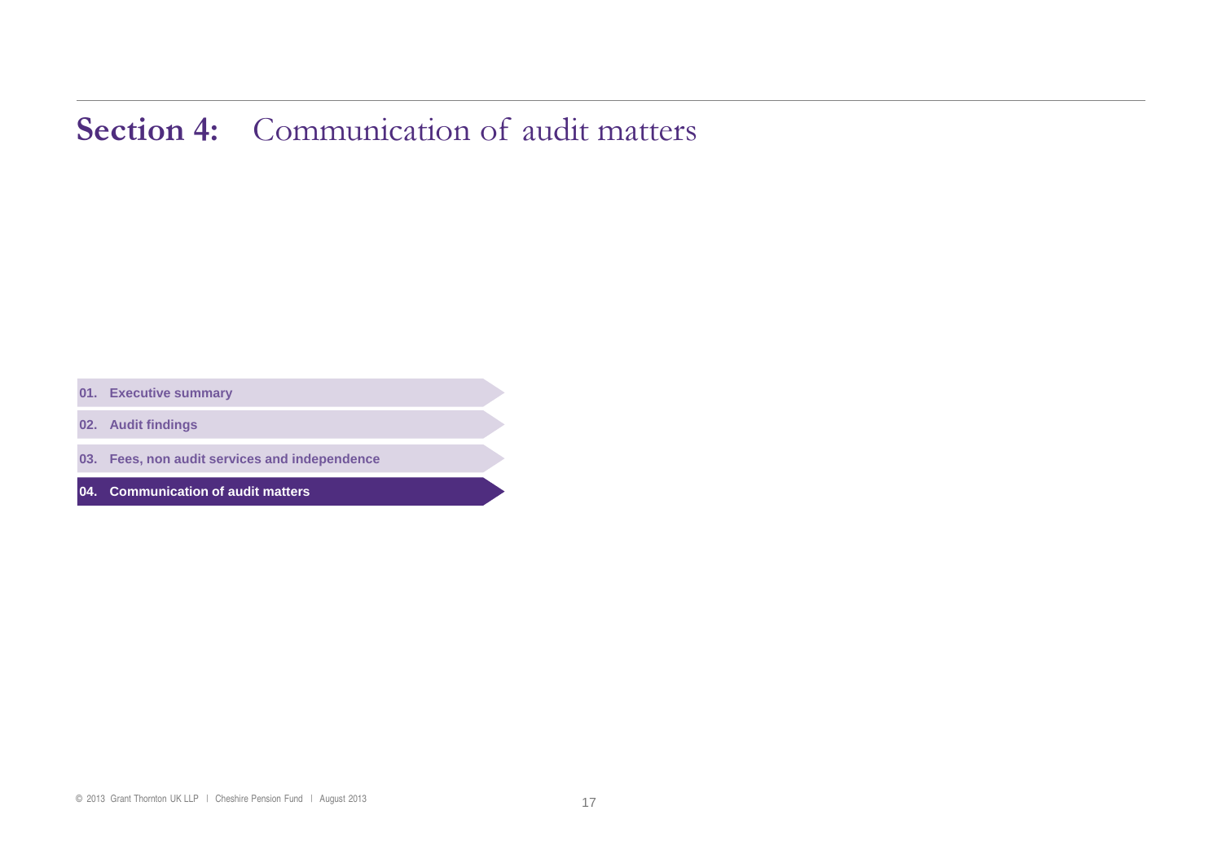# **Section 4:** Communication of audit matters

01. **Executive summary**

02. **Audit findings**

03. **Fees, non audit services and independence**

04. **Communication of audit matters**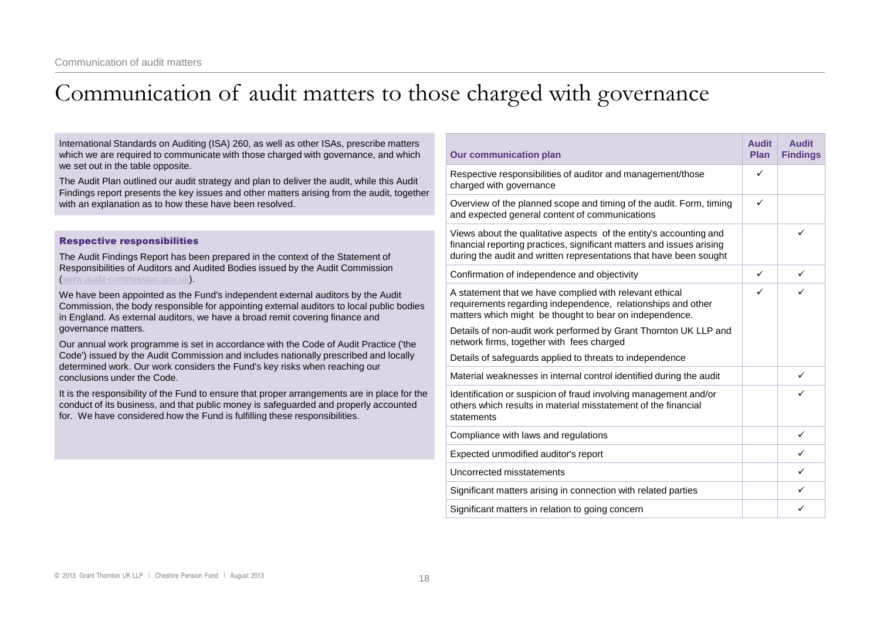# Communication of audit matters to those charged with governance

International Standards on Auditing (ISA) 260, as well as other ISAs, prescribe matters which we are required to communicate with those charged with governance, and which we set out in the table opposite.

The Audit Plan outlined our audit strategy and plan to deliver the audit, while this Audit Findings report presents the key issues and other matters arising from the audit, together with an explanation as to how these have been resolved.

### Respective responsibilities

The Audit Findings Report has been prepared in the context of the Statement of Responsibilities of Auditors and Audited Bodies issued by the Audit Commission (www.audit-commission.gov.uk).

We have been appointed as the Fund's independent external auditors by the Audit Commission, the body responsible for appointing external auditors to local public bodies in England. As external auditors, we have a broad remit covering finance and governance matters.

Our annual work programme is set in accordance with the Code of Audit Practice ('the Code') issued by the Audit Commission and includes nationally prescribed and locally determined work. Our work considers the Fund's key risks when reaching our conclusions under the Code.

It is the responsibility of the Fund to ensure that proper arrangements are in place for the conduct of its business, and that public money is safeguarded and properly accounted for. We have considered how the Fund is fulfilling these responsibilities.

| Our communication plan | Audit Plan | Audit Findings |
|---|---|---|
| Respective responsibilities of auditor and management/those charged with governance | ✓ | |
| Overview of the planned scope and timing of the audit. Form, timing and expected general content of communications | ✓ | |
| Views about the qualitative aspects of the entity's accounting and financial reporting practices, significant matters and issues arising during the audit and written representations that have been sought | | ✓ |
| Confirmation of independence and objectivity | ✓ | ✓ |
| A statement that we have complied with relevant ethical requirements regarding independence, relationships and other matters which might be thought to bear on independence.<br>Details of non-audit work performed by Grant Thornton UK LLP and network firms, together with fees charged<br>Details of safeguards applied to threats to independence | ✓ | ✓ |
| Material weaknesses in internal control identified during the audit | | ✓ |
| Identification or suspicion of fraud involving management and/or others which results in material misstatement of the financial statements | | ✓ |
| Compliance with laws and regulations | | ✓ |
| Expected unmodified auditor's report | | ✓ |
| Uncorrected misstatements | | ✓ |
| Significant matters arising in connection with related parties | | ✓ |
| Significant matters in relation to going concern | | ✓ |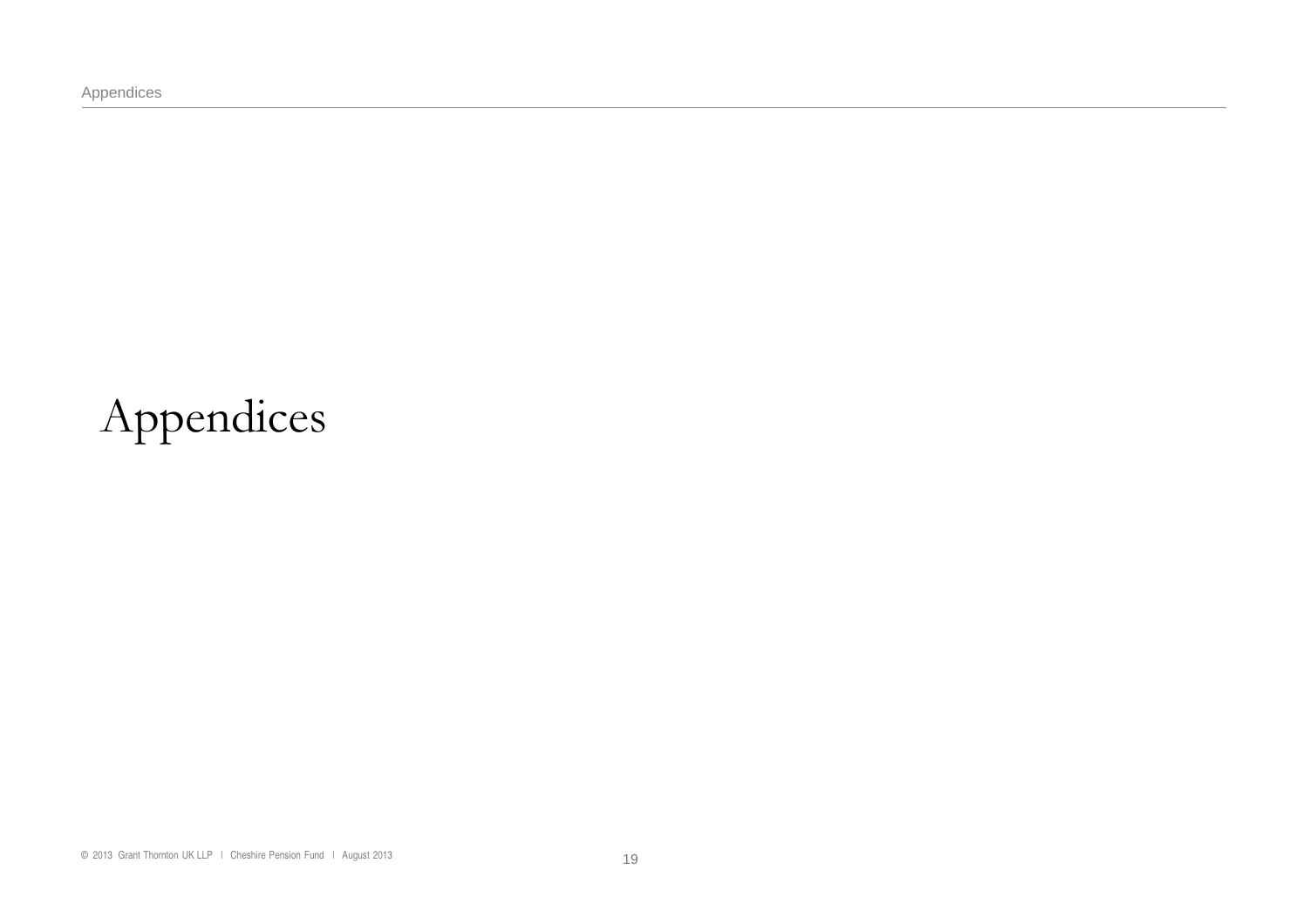# Appendices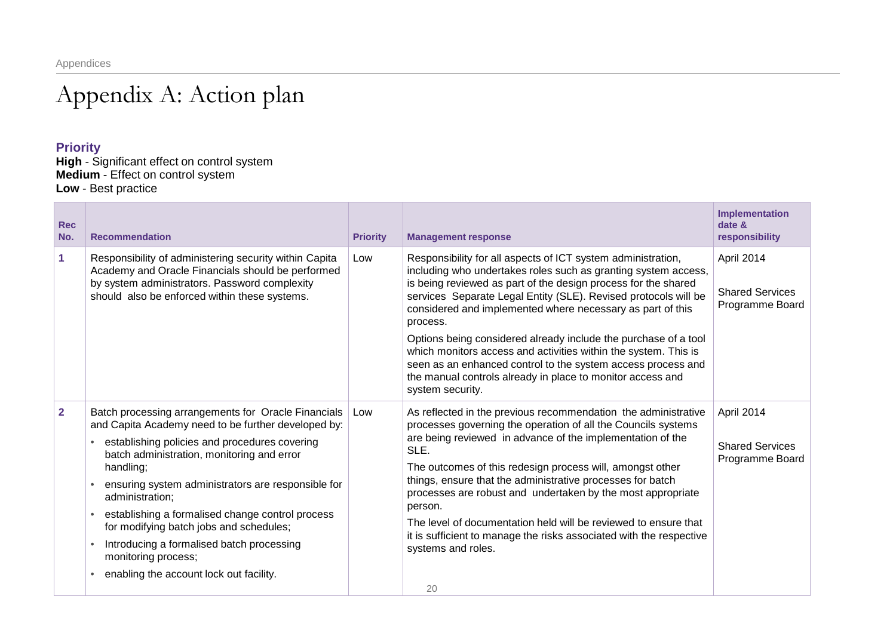# Appendix A: Action plan

**Priority**
**High** - Significant effect on control system
**Medium** - Effect on control system
**Low** - Best practice

| Rec No. | Recommendation | Priority | Management response | Implementation date & responsibility |
|---|---|---|---|---|
| 1 | Responsibility of administering security within Capita Academy and Oracle Financials should be performed by system administrators. Password complexity should also be enforced within these systems. | Low | Responsibility for all aspects of ICT system administration, including who undertakes roles such as granting system access, is being reviewed as part of the design process for the shared services Separate Legal Entity (SLE). Revised protocols will be considered and implemented where necessary as part of this process.<br><br>Options being considered already include the purchase of a tool which monitors access and activities within the system. This is seen as an enhanced control to the system access process and the manual controls already in place to monitor access and system security. | April 2014<br><br>Shared Services Programme Board |
| 2 | Batch processing arrangements for Oracle Financials and Capita Academy need to be further developed by:<br>• establishing policies and procedures covering batch administration, monitoring and error handling;<br>• ensuring system administrators are responsible for administration;<br>• establishing a formalised change control process for modifying batch jobs and schedules;<br>• Introducing a formalised batch processing monitoring process;<br>• enabling the account lock out facility. | Low | As reflected in the previous recommendation the administrative processes governing the operation of all the Councils systems are being reviewed in advance of the implementation of the SLE.<br><br>The outcomes of this redesign process will, amongst other things, ensure that the administrative processes for batch processes are robust and undertaken by the most appropriate person.<br><br>The level of documentation held will be reviewed to ensure that it is sufficient to manage the risks associated with the respective systems and roles. | April 2014<br><br>Shared Services Programme Board |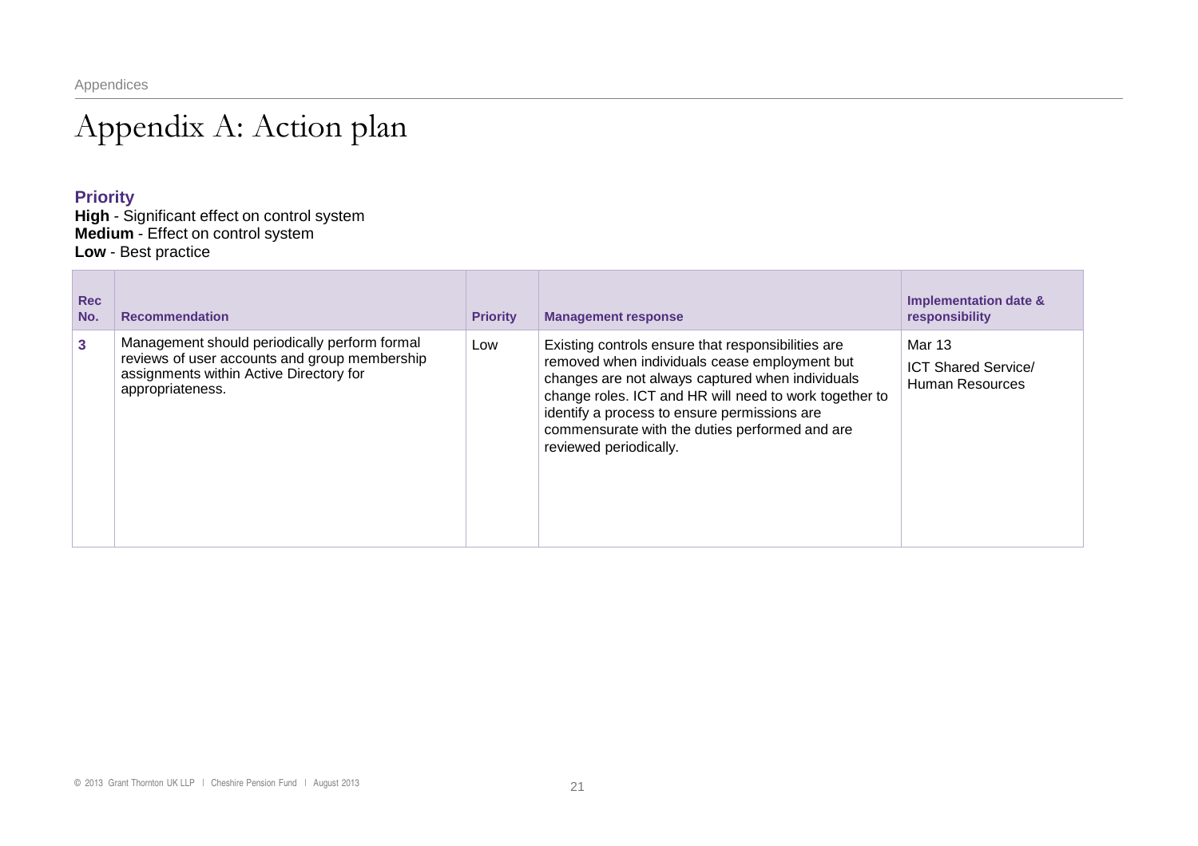# Appendix A: Action plan

**Priority**
**High** - Significant effect on control system
**Medium** - Effect on control system
**Low** - Best practice

| Rec No. | Recommendation | Priority | Management response | Implementation date & responsibility |
|---|---|---|---|---|
| 3 | Management should periodically perform formal reviews of user accounts and group membership assignments within Active Directory for appropriateness. | Low | Existing controls ensure that responsibilities are removed when individuals cease employment but changes are not always captured when individuals change roles. ICT and HR will need to work together to identify a process to ensure permissions are commensurate with the duties performed and are reviewed periodically. | Mar 13<br>ICT Shared Service/ Human Resources |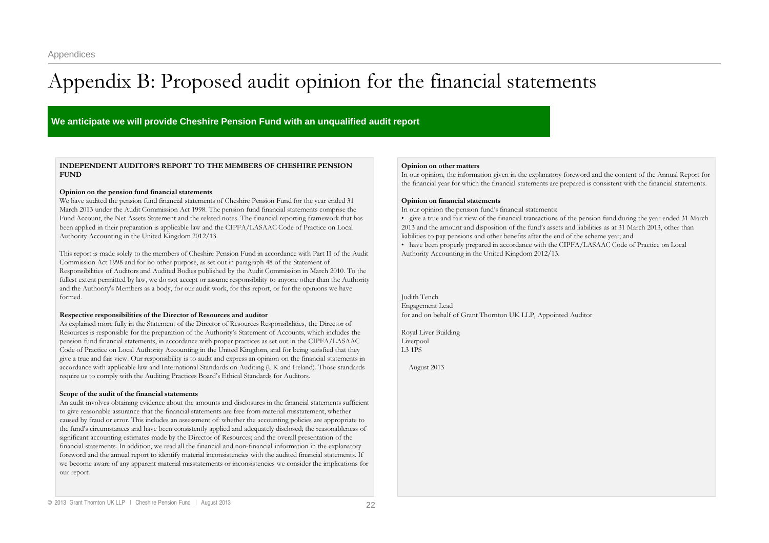# Appendix B: Proposed audit opinion for the financial statements

**We anticipate we will provide Cheshire Pension Fund with an unqualified audit report**

**INDEPENDENT AUDITOR'S REPORT TO THE MEMBERS OF CHESHIRE PENSION FUND**

**Opinion on the pension fund financial statements**

We have audited the pension fund financial statements of Cheshire Pension Fund for the year ended 31 March 2013 under the Audit Commission Act 1998. The pension fund financial statements comprise the Fund Account, the Net Assets Statement and the related notes. The financial reporting framework that has been applied in their preparation is applicable law and the CIPFA/LASAAC Code of Practice on Local Authority Accounting in the United Kingdom 2012/13.

This report is made solely to the members of Cheshire Pension Fund in accordance with Part II of the Audit Commission Act 1998 and for no other purpose, as set out in paragraph 48 of the Statement of Responsibilities of Auditors and Audited Bodies published by the Audit Commission in March 2010. To the fullest extent permitted by law, we do not accept or assume responsibility to anyone other than the Authority and the Authority's Members as a body, for our audit work, for this report, or for the opinions we have formed.

**Respective responsibilities of the Director of Resources and auditor**

As explained more fully in the Statement of the Director of Resources Responsibilities, the Director of Resources is responsible for the preparation of the Authority's Statement of Accounts, which includes the pension fund financial statements, in accordance with proper practices as set out in the CIPFA/LASAAC Code of Practice on Local Authority Accounting in the United Kingdom, and for being satisfied that they give a true and fair view. Our responsibility is to audit and express an opinion on the financial statements in accordance with applicable law and International Standards on Auditing (UK and Ireland). Those standards require us to comply with the Auditing Practices Board's Ethical Standards for Auditors.

**Scope of the audit of the financial statements**

An audit involves obtaining evidence about the amounts and disclosures in the financial statements sufficient to give reasonable assurance that the financial statements are free from material misstatement, whether caused by fraud or error. This includes an assessment of: whether the accounting policies are appropriate to the fund's circumstances and have been consistently applied and adequately disclosed; the reasonableness of significant accounting estimates made by the Director of Resources; and the overall presentation of the financial statements. In addition, we read all the financial and non-financial information in the explanatory foreword and the annual report to identify material inconsistencies with the audited financial statements. If we become aware of any apparent material misstatements or inconsistencies we consider the implications for our report.

**Opinion on other matters**

In our opinion, the information given in the explanatory foreword and the content of the Annual Report for the financial year for which the financial statements are prepared is consistent with the financial statements.

**Opinion on financial statements**

In our opinion the pension fund's financial statements:

- give a true and fair view of the financial transactions of the pension fund during the year ended 31 March 2013 and the amount and disposition of the fund's assets and liabilities as at 31 March 2013, other than liabilities to pay pensions and other benefits after the end of the scheme year; and
- have been properly prepared in accordance with the CIPFA/LASAAC Code of Practice on Local Authority Accounting in the United Kingdom 2012/13.

Judith Tench
Engagement Lead
for and on behalf of Grant Thornton UK LLP, Appointed Auditor

Royal Liver Building
Liverpool
L3 1PS

August 2013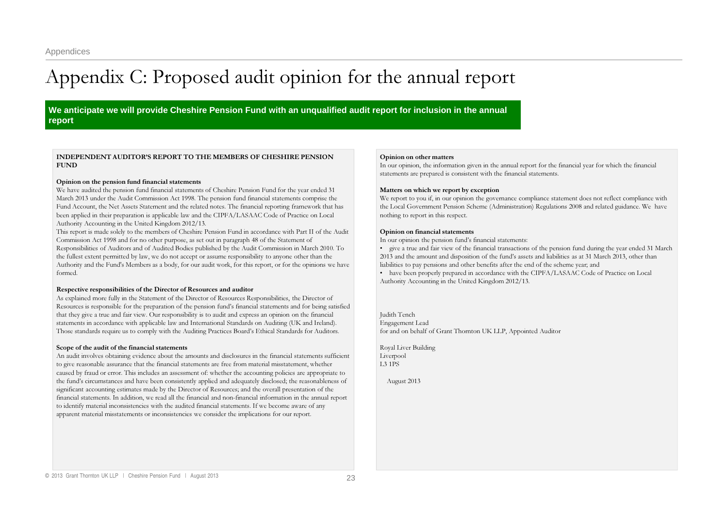# Appendix C: Proposed audit opinion for the annual report

**We anticipate we will provide Cheshire Pension Fund with an unqualified audit report for inclusion in the annual report**

**INDEPENDENT AUDITOR'S REPORT TO THE MEMBERS OF CHESHIRE PENSION FUND**

**Opinion on the pension fund financial statements**

We have audited the pension fund financial statements of Cheshire Pension Fund for the year ended 31 March 2013 under the Audit Commission Act 1998. The pension fund financial statements comprise the Fund Account, the Net Assets Statement and the related notes. The financial reporting framework that has been applied in their preparation is applicable law and the CIPFA/LASAAC Code of Practice on Local Authority Accounting in the United Kingdom 2012/13.

This report is made solely to the members of Cheshire Pension Fund in accordance with Part II of the Audit Commission Act 1998 and for no other purpose, as set out in paragraph 48 of the Statement of Responsibilities of Auditors and of Audited Bodies published by the Audit Commission in March 2010. To the fullest extent permitted by law, we do not accept or assume responsibility to anyone other than the Authority and the Fund's Members as a body, for our audit work, for this report, or for the opinions we have formed.

**Respective responsibilities of the Director of Resources and auditor**

As explained more fully in the Statement of the Director of Resources Responsibilities, the Director of Resources is responsible for the preparation of the pension fund's financial statements and for being satisfied that they give a true and fair view. Our responsibility is to audit and express an opinion on the financial statements in accordance with applicable law and International Standards on Auditing (UK and Ireland). Those standards require us to comply with the Auditing Practices Board's Ethical Standards for Auditors.

**Scope of the audit of the financial statements**

An audit involves obtaining evidence about the amounts and disclosures in the financial statements sufficient to give reasonable assurance that the financial statements are free from material misstatement, whether caused by fraud or error. This includes an assessment of: whether the accounting policies are appropriate to the fund's circumstances and have been consistently applied and adequately disclosed; the reasonableness of significant accounting estimates made by the Director of Resources; and the overall presentation of the financial statements. In addition, we read all the financial and non-financial information in the annual report to identify material inconsistencies with the audited financial statements. If we become aware of any apparent material misstatements or inconsistencies we consider the implications for our report.

**Opinion on other matters**

In our opinion, the information given in the annual report for the financial year for which the financial statements are prepared is consistent with the financial statements.

**Matters on which we report by exception**

We report to you if, in our opinion the governance compliance statement does not reflect compliance with the Local Government Pension Scheme (Administration) Regulations 2008 and related guidance. We have nothing to report in this respect.

**Opinion on financial statements**

In our opinion the pension fund's financial statements:

- give a true and fair view of the financial transactions of the pension fund during the year ended 31 March 2013 and the amount and disposition of the fund's assets and liabilities as at 31 March 2013, other than liabilities to pay pensions and other benefits after the end of the scheme year; and
- have been properly prepared in accordance with the CIPFA/LASAAC Code of Practice on Local Authority Accounting in the United Kingdom 2012/13.

Judith Tench
Engagement Lead
for and on behalf of Grant Thornton UK LLP, Appointed Auditor

Royal Liver Building
Liverpool
L3 1PS

August 2013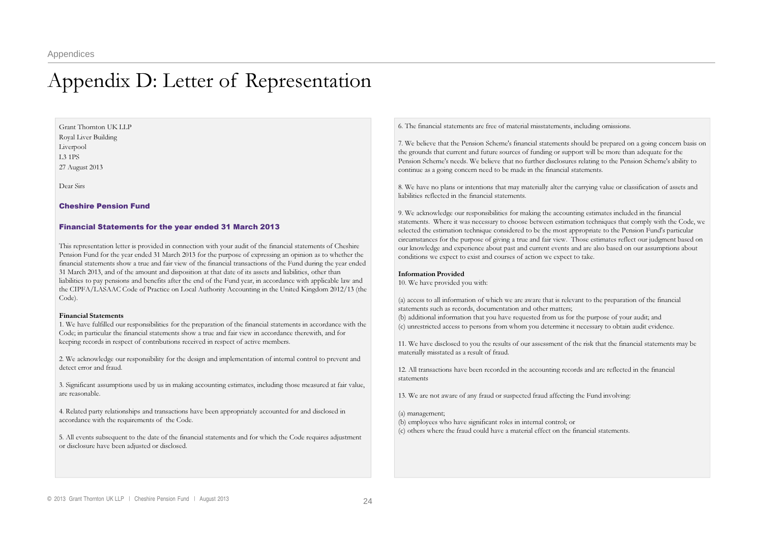# Appendix D: Letter of Representation

Grant Thornton UK LLP
Royal Liver Building
Liverpool
L3 1PS
27 August 2013

Dear Sirs

**Cheshire Pension Fund**

**Financial Statements for the year ended 31 March 2013**

This representation letter is provided in connection with your audit of the financial statements of Cheshire Pension Fund for the year ended 31 March 2013 for the purpose of expressing an opinion as to whether the financial statements show a true and fair view of the financial transactions of the Fund during the year ended 31 March 2013, and of the amount and disposition at that date of its assets and liabilities, other than liabilities to pay pensions and benefits after the end of the Fund year, in accordance with applicable law and the CIPFA/LASAAC Code of Practice on Local Authority Accounting in the United Kingdom 2012/13 (the Code).

**Financial Statements**

1. We have fulfilled our responsibilities for the preparation of the financial statements in accordance with the Code; in particular the financial statements show a true and fair view in accordance therewith, and for keeping records in respect of contributions received in respect of active members.

2. We acknowledge our responsibility for the design and implementation of internal control to prevent and detect error and fraud.

3. Significant assumptions used by us in making accounting estimates, including those measured at fair value, are reasonable.

4. Related party relationships and transactions have been appropriately accounted for and disclosed in accordance with the requirements of the Code.

5. All events subsequent to the date of the financial statements and for which the Code requires adjustment or disclosure have been adjusted or disclosed.

6. The financial statements are free of material misstatements, including omissions.

7. We believe that the Pension Scheme's financial statements should be prepared on a going concern basis on the grounds that current and future sources of funding or support will be more than adequate for the Pension Scheme's needs. We believe that no further disclosures relating to the Pension Scheme's ability to continue as a going concern need to be made in the financial statements.

8. We have no plans or intentions that may materially alter the carrying value or classification of assets and liabilities reflected in the financial statements.

9. We acknowledge our responsibilities for making the accounting estimates included in the financial statements. Where it was necessary to choose between estimation techniques that comply with the Code, we selected the estimation technique considered to be the most appropriate to the Pension Fund's particular circumstances for the purpose of giving a true and fair view. Those estimates reflect our judgment based on our knowledge and experience about past and current events and are also based on our assumptions about conditions we expect to exist and courses of action we expect to take.

**Information Provided**

10. We have provided you with:

(a) access to all information of which we are aware that is relevant to the preparation of the financial statements such as records, documentation and other matters;
(b) additional information that you have requested from us for the purpose of your audit; and
(c) unrestricted access to persons from whom you determine it necessary to obtain audit evidence.

11. We have disclosed to you the results of our assessment of the risk that the financial statements may be materially misstated as a result of fraud.

12. All transactions have been recorded in the accounting records and are reflected in the financial statements

13. We are not aware of any fraud or suspected fraud affecting the Fund involving:

(a) management;
(b) employees who have significant roles in internal control; or
(c) others where the fraud could have a material effect on the financial statements.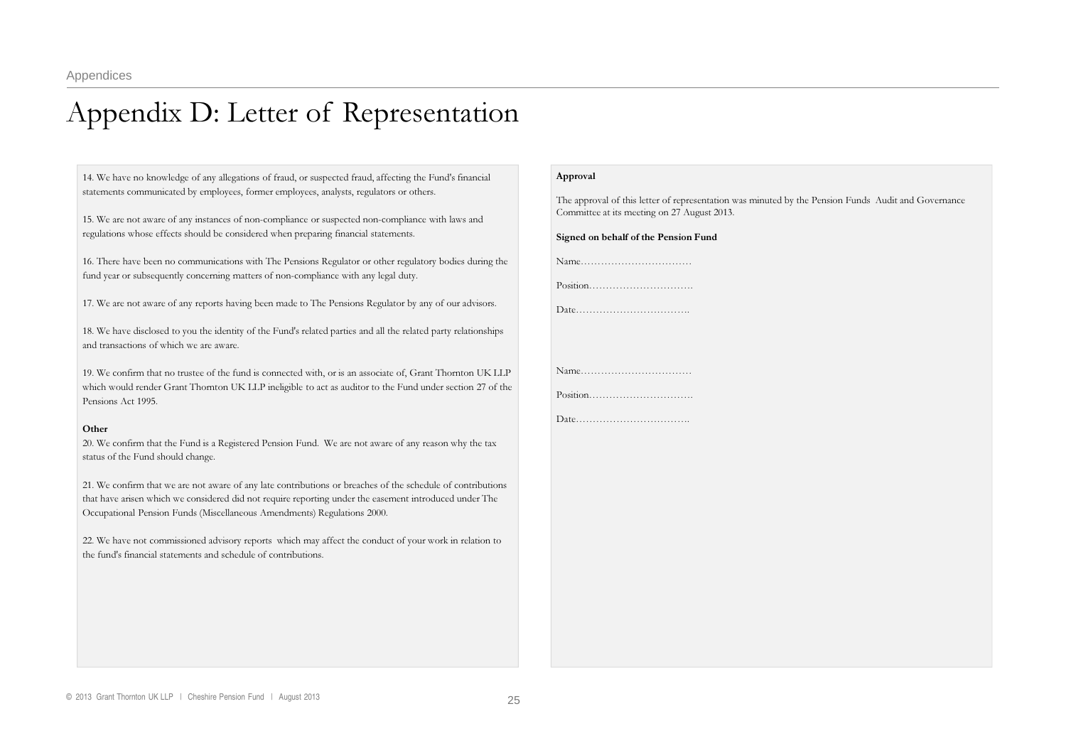# Appendix D: Letter of Representation

14. We have no knowledge of any allegations of fraud, or suspected fraud, affecting the Fund's financial statements communicated by employees, former employees, analysts, regulators or others.

15. We are not aware of any instances of non-compliance or suspected non-compliance with laws and regulations whose effects should be considered when preparing financial statements.

16. There have been no communications with The Pensions Regulator or other regulatory bodies during the fund year or subsequently concerning matters of non-compliance with any legal duty.

17. We are not aware of any reports having been made to The Pensions Regulator by any of our advisors.

18. We have disclosed to you the identity of the Fund's related parties and all the related party relationships and transactions of which we are aware.

19. We confirm that no trustee of the fund is connected with, or is an associate of, Grant Thornton UK LLP which would render Grant Thornton UK LLP ineligible to act as auditor to the Fund under section 27 of the Pensions Act 1995.

**Other**

20. We confirm that the Fund is a Registered Pension Fund. We are not aware of any reason why the tax status of the Fund should change.

21. We confirm that we are not aware of any late contributions or breaches of the schedule of contributions that have arisen which we considered did not require reporting under the easement introduced under The Occupational Pension Funds (Miscellaneous Amendments) Regulations 2000.

22. We have not commissioned advisory reports which may affect the conduct of your work in relation to the fund's financial statements and schedule of contributions.

**Approval**

The approval of this letter of representation was minuted by the Pension Funds Audit and Governance Committee at its meeting on 27 August 2013.

**Signed on behalf of the Pension Fund**

Name……………………………

Position………………………….

Date…………………………….

Name……………………………

Position………………………….

Date…………………………….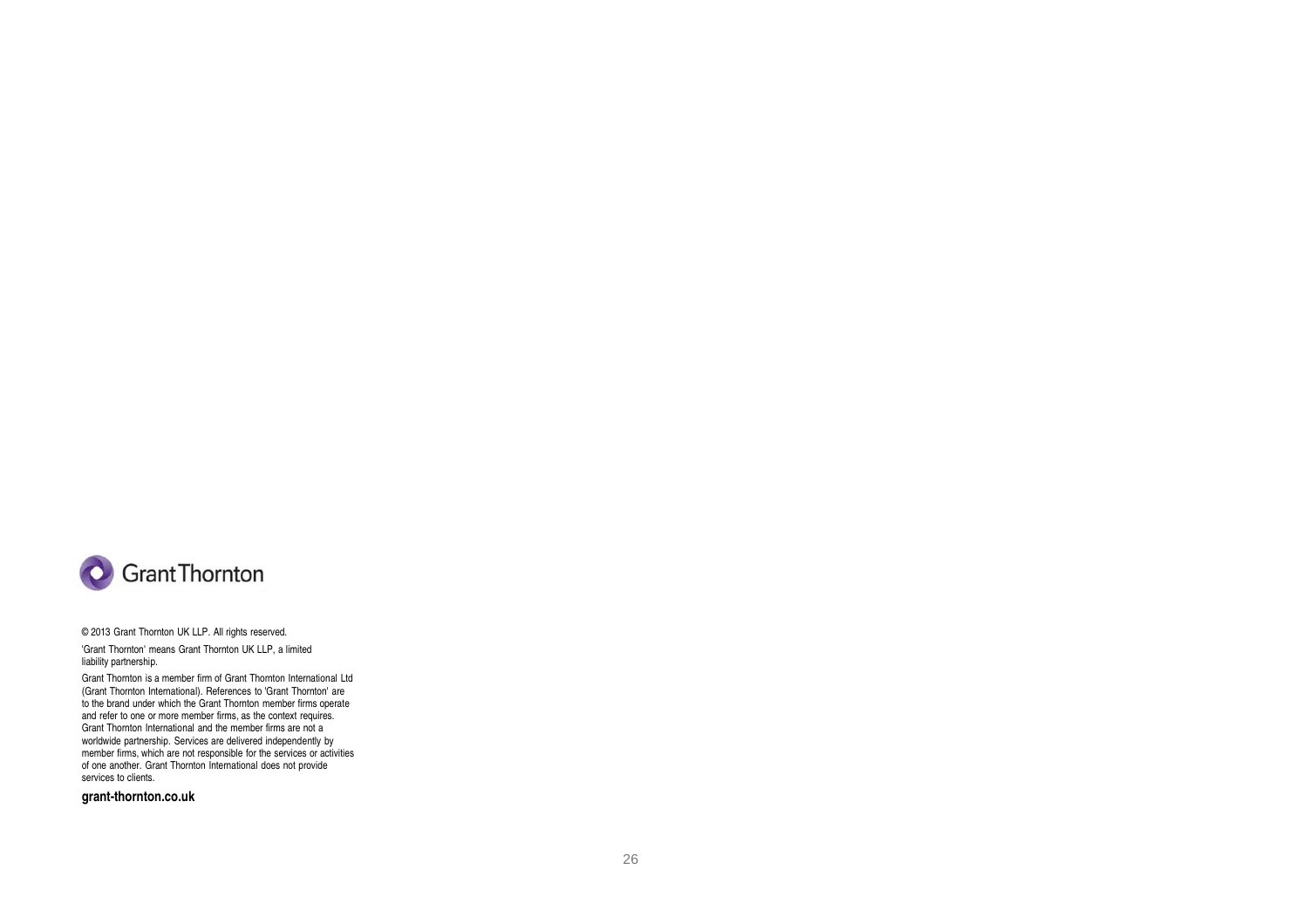Grant Thornton

© 2013 Grant Thornton UK LLP. All rights reserved.

'Grant Thornton' means Grant Thornton UK LLP, a limited liability partnership.

Grant Thornton is a member firm of Grant Thornton International Ltd (Grant Thornton International). References to 'Grant Thornton' are to the brand under which the Grant Thornton member firms operate and refer to one or more member firms, as the context requires. Grant Thornton International and the member firms are not a worldwide partnership. Services are delivered independently by member firms, which are not responsible for the services or activities of one another. Grant Thornton International does not provide services to clients.

**grant-thornton.co.uk**